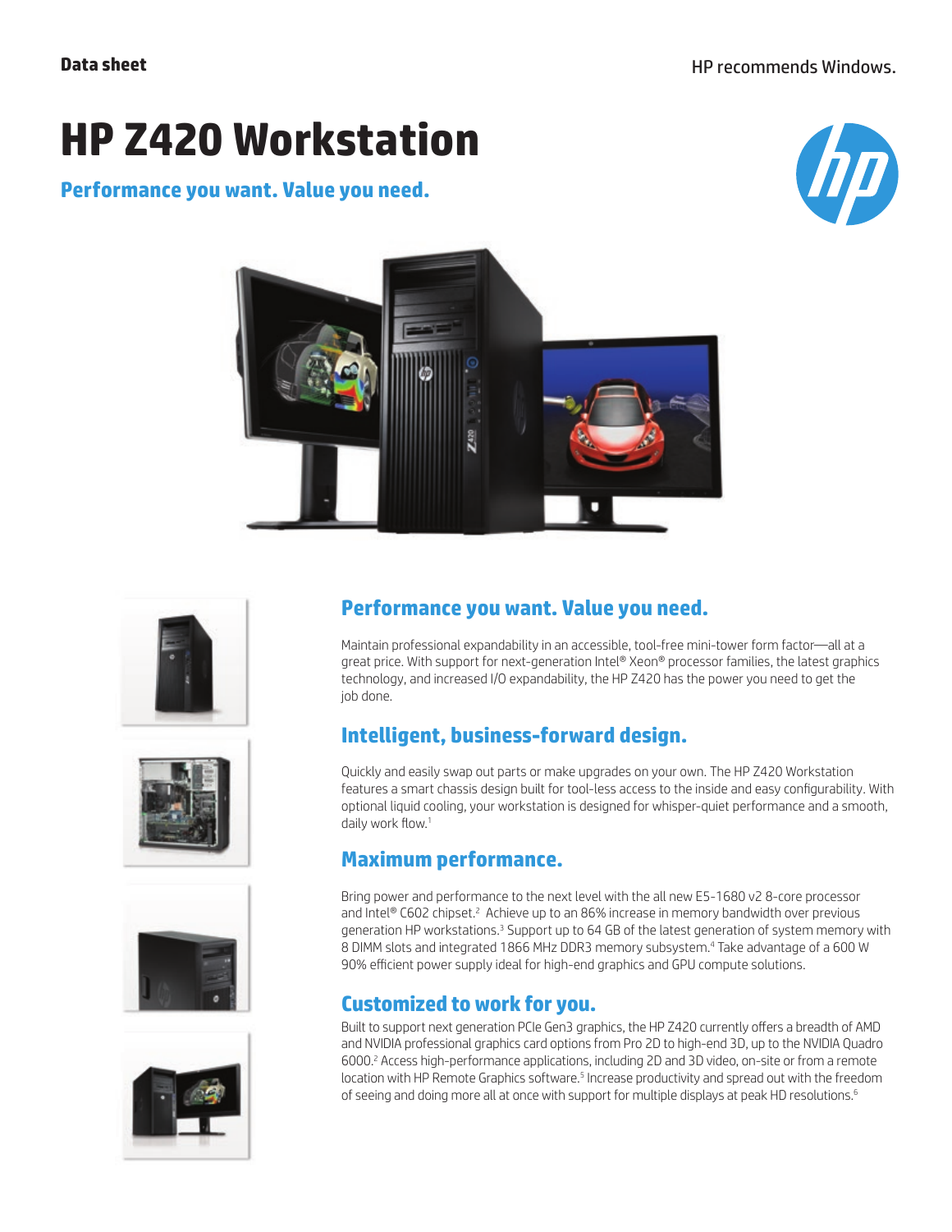**Data sheet**

HP recommends Windows.

# HP Z420 Workstation

**Performance you want. Value you need.**

## Performance you want. Value you need.

Maintain professional expandability in an accessible, tool-free mini-tower form factor—all at a great price. With support for next-generation Intel® Xeon® processor families, the latest graphics technology, and increased I/O expandability, the HP Z420 has the power you need to get the job done.

## Intelligent, business-forward design.

Quickly and easily swap out parts or make upgrades on your own. The HP Z420 Workstation features a smart chassis design built for tool-less access to the inside and easy configurability. With optional liquid cooling, your workstation is designed for whisper-quiet performance and a smooth, daily work flow.[1]

## Maximum performance.

Bring power and performance to the next level with the all new E5-1680 v2 8-core processor and Intel® C602 chipset.[2] Achieve up to an 86% increase in memory bandwidth over previous generation HP workstations.[3] Support up to 64 GB of the latest generation of system memory with 8 DIMM slots and integrated 1866 MHz DDR3 memory subsystem.[4] Take advantage of a 600 W 90% efficient power supply ideal for high-end graphics and GPU compute solutions.

## Customized to work for you.

Built to support next generation PCIe Gen3 graphics, the HP Z420 currently offers a breadth of AMD and NVIDIA professional graphics card options from Pro 2D to high-end 3D, up to the NVIDIA Quadro 6000.[2] Access high-performance applications, including 2D and 3D video, on-site or from a remote location with HP Remote Graphics software.[5] Increase productivity and spread out with the freedom of seeing and doing more all at once with support for multiple displays at peak HD resolutions.[6]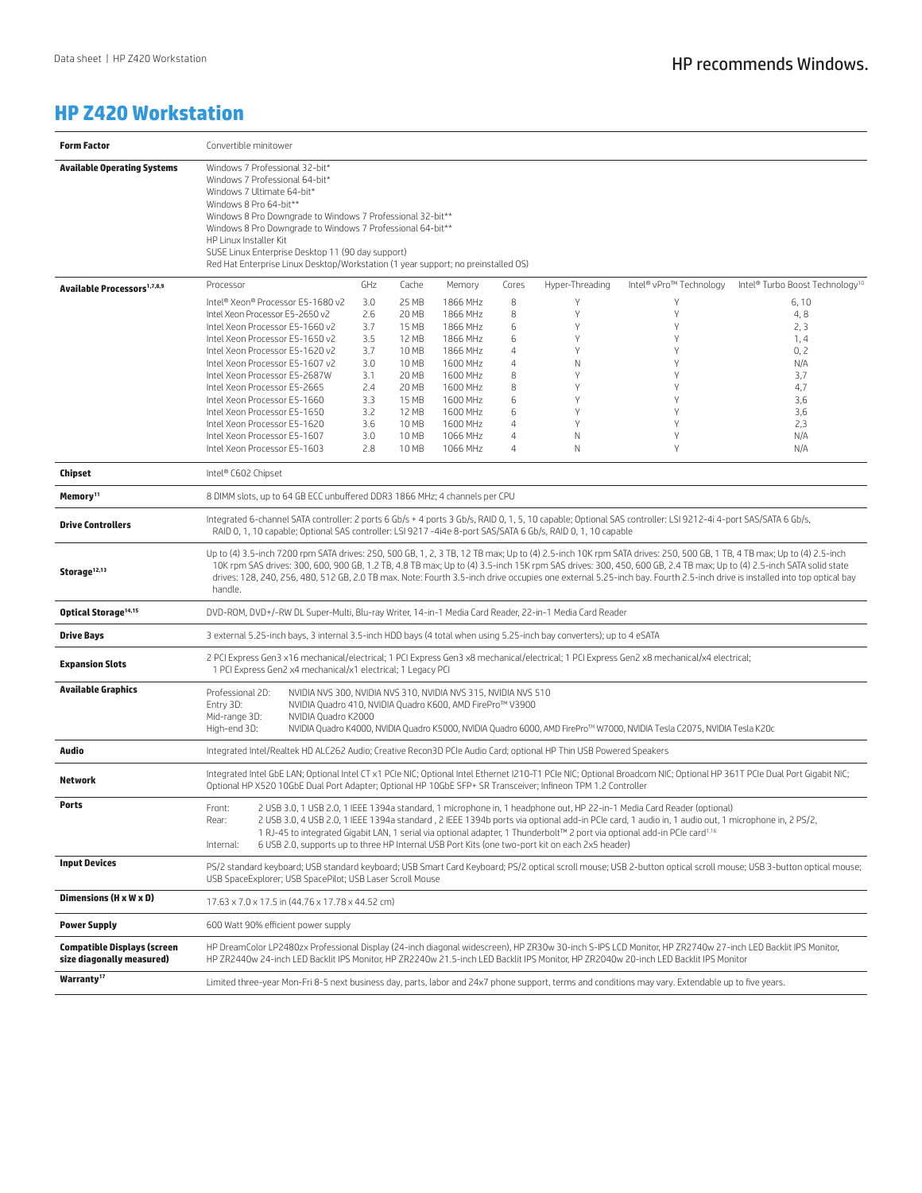# HP Z420 Workstation

| | |
|---|---|
| **Form Factor** | Convertible minitower |
| **Available Operating Systems** | Windows 7 Professional 32-bit*<br>Windows 7 Professional 64-bit*<br>Windows 7 Ultimate 64-bit*<br>Windows 8 Pro 64-bit**<br>Windows 8 Pro Downgrade to Windows 7 Professional 32-bit**<br>Windows 8 Pro Downgrade to Windows 7 Professional 64-bit**<br>HP Linux Installer Kit<br>SUSE Linux Enterprise Desktop 11 (90 day support)<br>Red Hat Enterprise Linux Desktop/Workstation (1 year support; no preinstalled OS) |

**Available Processors[1,7,8,9]**

| Processor | GHz | Cache | Memory | Cores | Hyper-Threading | Intel® vPro™ Technology | Intel® Turbo Boost Technology[10] |
|---|---|---|---|---|---|---|---|
| Intel® Xeon® Processor E5-1680 v2 | 3.0 | 25 MB | 1866 MHz | 8 | Y | Y | 6, 10 |
| Intel Xeon Processor E5-2650 v2 | 2.6 | 20 MB | 1866 MHz | 8 | Y | Y | 4, 8 |
| Intel Xeon Processor E5-1660 v2 | 3.7 | 15 MB | 1866 MHz | 6 | Y | Y | 2, 3 |
| Intel Xeon Processor E5-1650 v2 | 3.5 | 12 MB | 1866 MHz | 6 | Y | Y | 1, 4 |
| Intel Xeon Processor E5-1620 v2 | 3.7 | 10 MB | 1866 MHz | 4 | Y | Y | 0, 2 |
| Intel Xeon Processor E5-1607 v2 | 3.0 | 10 MB | 1600 MHz | 4 | N | Y | N/A |
| Intel Xeon Processor E5-2687W | 3.1 | 20 MB | 1600 MHz | 8 | Y | Y | 3,7 |
| Intel Xeon Processor E5-2665 | 2.4 | 20 MB | 1600 MHz | 8 | Y | Y | 4,7 |
| Intel Xeon Processor E5-1660 | 3.3 | 15 MB | 1600 MHz | 6 | Y | Y | 3,6 |
| Intel Xeon Processor E5-1650 | 3.2 | 12 MB | 1600 MHz | 6 | Y | Y | 3,6 |
| Intel Xeon Processor E5-1620 | 3.6 | 10 MB | 1600 MHz | 4 | Y | Y | 2,3 |
| Intel Xeon Processor E5-1607 | 3.0 | 10 MB | 1066 MHz | 4 | N | Y | N/A |
| Intel Xeon Processor E5-1603 | 2.8 | 10 MB | 1066 MHz | 4 | N | Y | N/A |

| | |
|---|---|
| **Chipset** | Intel® C602 Chipset |
| **Memory[11]** | 8 DIMM slots, up to 64 GB ECC unbuffered DDR3 1866 MHz; 4 channels per CPU |
| **Drive Controllers** | Integrated 6-channel SATA controller: 2 ports 6 Gb/s + 4 ports 3 Gb/s, RAID 0, 1, 5, 10 capable; Optional SAS controller: LSI 9212-4i 4-port SAS/SATA 6 Gb/s, RAID 0, 1, 10 capable; Optional SAS controller: LSI 9217 -4i4e 8-port SAS/SATA 6 Gb/s, RAID 0, 1, 10 capable |
| **Storage[12,13]** | Up to (4) 3.5-inch 7200 rpm SATA drives: 250, 500 GB, 1, 2, 3 TB, 12 TB max; Up to (4) 2.5-inch 10K rpm SATA drives: 250, 500 GB, 1 TB, 4 TB max; Up to (4) 2.5-inch 10K rpm SAS drives: 300, 600, 900 GB, 1.2 TB, 4.8 TB max; Up to (4) 3.5-inch 15K rpm SAS drives: 300, 450, 600 GB, 2.4 TB max; Up to (4) 2.5-inch SATA solid state drives: 128, 240, 256, 480, 512 GB, 2.0 TB max. Note: Fourth 3.5-inch drive occupies one external 5.25-inch bay. Fourth 2.5-inch drive is installed into top optical bay handle. |
| **Optical Storage[14,15]** | DVD-ROM, DVD+/-RW DL Super-Multi, Blu-ray Writer, 14-in-1 Media Card Reader, 22-in-1 Media Card Reader |
| **Drive Bays** | 3 external 5.25-inch bays, 3 internal 3.5-inch HDD bays (4 total when using 5.25-inch bay converters); up to 4 eSATA |
| **Expansion Slots** | 2 PCI Express Gen3 x16 mechanical/electrical; 1 PCI Express Gen3 x8 mechanical/electrical; 1 PCI Express Gen2 x8 mechanical/x4 electrical; 1 PCI Express Gen2 x4 mechanical/x1 electrical; 1 Legacy PCI |
| **Available Graphics** | Professional 2D: NVIDIA NVS 300, NVIDIA NVS 310, NVIDIA NVS 315, NVIDIA NVS 510<br>Entry 3D: NVIDIA Quadro 410, NVIDIA Quadro K600, AMD FirePro™ V3900<br>Mid-range 3D: NVIDIA Quadro K2000<br>High-end 3D: NVIDIA Quadro K4000, NVIDIA Quadro K5000, NVIDIA Quadro 6000, AMD FirePro™ W7000, NVIDIA Tesla C2075, NVIDIA Tesla K20c |
| **Audio** | Integrated Intel/Realtek HD ALC262 Audio; Creative Recon3D PCIe Audio Card; optional HP Thin USB Powered Speakers |
| **Network** | Integrated Intel GbE LAN; Optional Intel CT x1 PCIe NIC; Optional Intel Ethernet I210-T1 PCIe NIC; Optional Broadcom NIC; Optional HP 361T PCIe Dual Port Gigabit NIC; Optional HP X520 10GbE Dual Port Adapter; Optional HP 10GbE SFP+ SR Transceiver; Infineon TPM 1.2 Controller |
| **Ports** | Front: 2 USB 3.0, 1 USB 2.0, 1 IEEE 1394a standard, 1 microphone in, 1 headphone out, HP 22-in-1 Media Card Reader (optional)<br>Rear: 2 USB 3.0, 4 USB 2.0, 1 IEEE 1394a standard , 2 IEEE 1394b ports via optional add-in PCIe card, 1 audio in, 1 audio out, 1 microphone in, 2 PS/2, 1 RJ-45 to integrated Gigabit LAN, 1 serial via optional adapter, 1 Thunderbolt™ 2 port via optional add-in PCIe card[1,16]<br>Internal: 6 USB 2.0, supports up to three HP Internal USB Port Kits (one two-port kit on each 2x5 header) |
| **Input Devices** | PS/2 standard keyboard; USB standard keyboard; USB Smart Card Keyboard; PS/2 optical scroll mouse; USB 2-button optical scroll mouse; USB 3-button optical mouse; USB SpaceExplorer; USB SpacePilot; USB Laser Scroll Mouse |
| **Dimensions (H x W x D)** | 17.63 x 7.0 x 17.5 in (44.76 x 17.78 x 44.52 cm) |
| **Power Supply** | 600 Watt 90% efficient power supply |
| **Compatible Displays (screen size diagonally measured)** | HP DreamColor LP2480zx Professional Display (24-inch diagonal widescreen), HP ZR30w 30-inch S-IPS LCD Monitor, HP ZR2740w 27-inch LED Backlit IPS Monitor, HP ZR2440w 24-inch LED Backlit IPS Monitor, HP ZR2240w 21.5-inch LED Backlit IPS Monitor, HP ZR2040w 20-inch LED Backlit IPS Monitor |
| **Warranty[17]** | Limited three-year Mon-Fri 8-5 next business day, parts, labor and 24x7 phone support, terms and conditions may vary. Extendable up to five years. |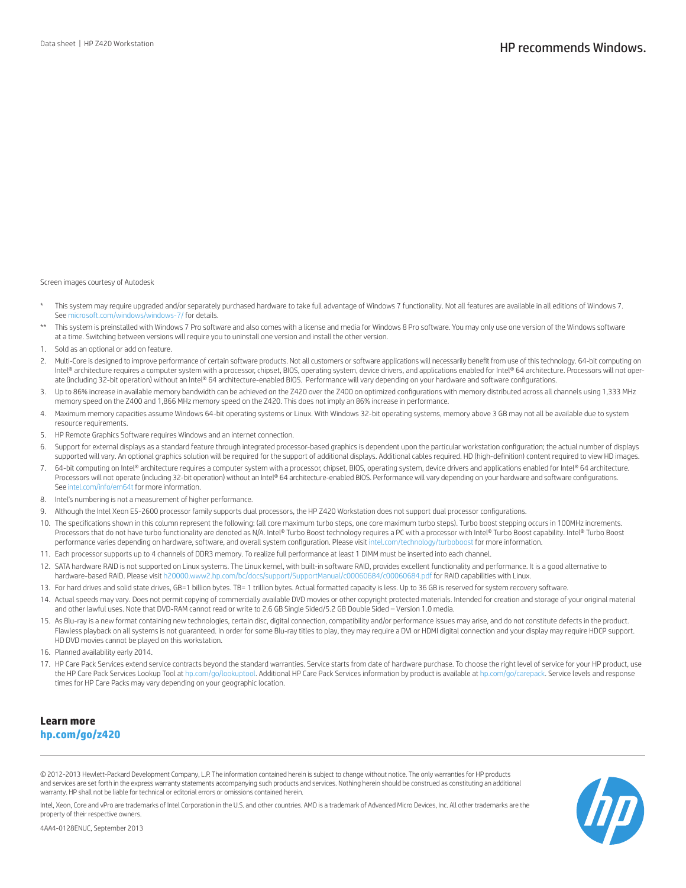Screen images courtesy of Autodesk

\* This system may require upgraded and/or separately purchased hardware to take full advantage of Windows 7 functionality. Not all features are available in all editions of Windows 7. See microsoft.com/windows/windows-7/ for details.

\*\* This system is preinstalled with Windows 7 Pro software and also comes with a license and media for Windows 8 Pro software. You may only use one version of the Windows software at a time. Switching between versions will require you to uninstall one version and install the other version.

1. Sold as an optional or add on feature.
2. Multi-Core is designed to improve performance of certain software products. Not all customers or software applications will necessarily benefit from use of this technology. 64-bit computing on Intel® architecture requires a computer system with a processor, chipset, BIOS, operating system, device drivers, and applications enabled for Intel® 64 architecture. Processors will not operate (including 32-bit operation) without an Intel® 64 architecture-enabled BIOS. Performance will vary depending on your hardware and software configurations.
3. Up to 86% increase in available memory bandwidth can be achieved on the Z420 over the Z400 on optimized configurations with memory distributed across all channels using 1,333 MHz memory speed on the Z400 and 1,866 MHz memory speed on the Z420. This does not imply an 86% increase in performance.
4. Maximum memory capacities assume Windows 64-bit operating systems or Linux. With Windows 32-bit operating systems, memory above 3 GB may not all be available due to system resource requirements.
5. HP Remote Graphics Software requires Windows and an internet connection.
6. Support for external displays as a standard feature through integrated processor-based graphics is dependent upon the particular workstation configuration; the actual number of displays supported will vary. An optional graphics solution will be required for the support of additional displays. Additional cables required. HD (high-definition) content required to view HD images.
7. 64-bit computing on Intel® architecture requires a computer system with a processor, chipset, BIOS, operating system, device drivers and applications enabled for Intel® 64 architecture. Processors will not operate (including 32-bit operation) without an Intel® 64 architecture-enabled BIOS. Performance will vary depending on your hardware and software configurations. See intel.com/info/em64t for more information.
8. Intel's numbering is not a measurement of higher performance.
9. Although the Intel Xeon E5-2600 processor family supports dual processors, the HP Z420 Workstation does not support dual processor configurations.
10. The specifications shown in this column represent the following: (all core maximum turbo steps, one core maximum turbo steps). Turbo boost stepping occurs in 100MHz increments. Processors that do not have turbo functionality are denoted as N/A. Intel® Turbo Boost technology requires a PC with a processor with Intel® Turbo Boost capability. Intel® Turbo Boost performance varies depending on hardware, software, and overall system configuration. Please visit intel.com/technology/turboboost for more information.
11. Each processor supports up to 4 channels of DDR3 memory. To realize full performance at least 1 DIMM must be inserted into each channel.
12. SATA hardware RAID is not supported on Linux systems. The Linux kernel, with built-in software RAID, provides excellent functionality and performance. It is a good alternative to hardware-based RAID. Please visit h20000.www2.hp.com/bc/docs/support/SupportManual/c00060684/c00060684.pdf for RAID capabilities with Linux.
13. For hard drives and solid state drives, GB=1 billion bytes. TB= 1 trillion bytes. Actual formatted capacity is less. Up to 36 GB is reserved for system recovery software.
14. Actual speeds may vary. Does not permit copying of commercially available DVD movies or other copyright protected materials. Intended for creation and storage of your original material and other lawful uses. Note that DVD-RAM cannot read or write to 2.6 GB Single Sided/5.2 GB Double Sided – Version 1.0 media.
15. As Blu-ray is a new format containing new technologies, certain disc, digital connection, compatibility and/or performance issues may arise, and do not constitute defects in the product. Flawless playback on all systems is not guaranteed. In order for some Blu-ray titles to play, they may require a DVI or HDMI digital connection and your display may require HDCP support. HD DVD movies cannot be played on this workstation.
16. Planned availability early 2014.
17. HP Care Pack Services extend service contracts beyond the standard warranties. Service starts from date of hardware purchase. To choose the right level of service for your HP product, use the HP Care Pack Services Lookup Tool at hp.com/go/lookuptool. Additional HP Care Pack Services information by product is available at hp.com/go/carepack. Service levels and response times for HP Care Packs may vary depending on your geographic location.

**Learn more**
**hp.com/go/z420**

© 2012-2013 Hewlett-Packard Development Company, L.P. The information contained herein is subject to change without notice. The only warranties for HP products and services are set forth in the express warranty statements accompanying such products and services. Nothing herein should be construed as constituting an additional warranty. HP shall not be liable for technical or editorial errors or omissions contained herein.

Intel, Xeon, Core and vPro are trademarks of Intel Corporation in the U.S. and other countries. AMD is a trademark of Advanced Micro Devices, Inc. All other trademarks are the property of their respective owners.

4AA4-0128ENUC, September 2013